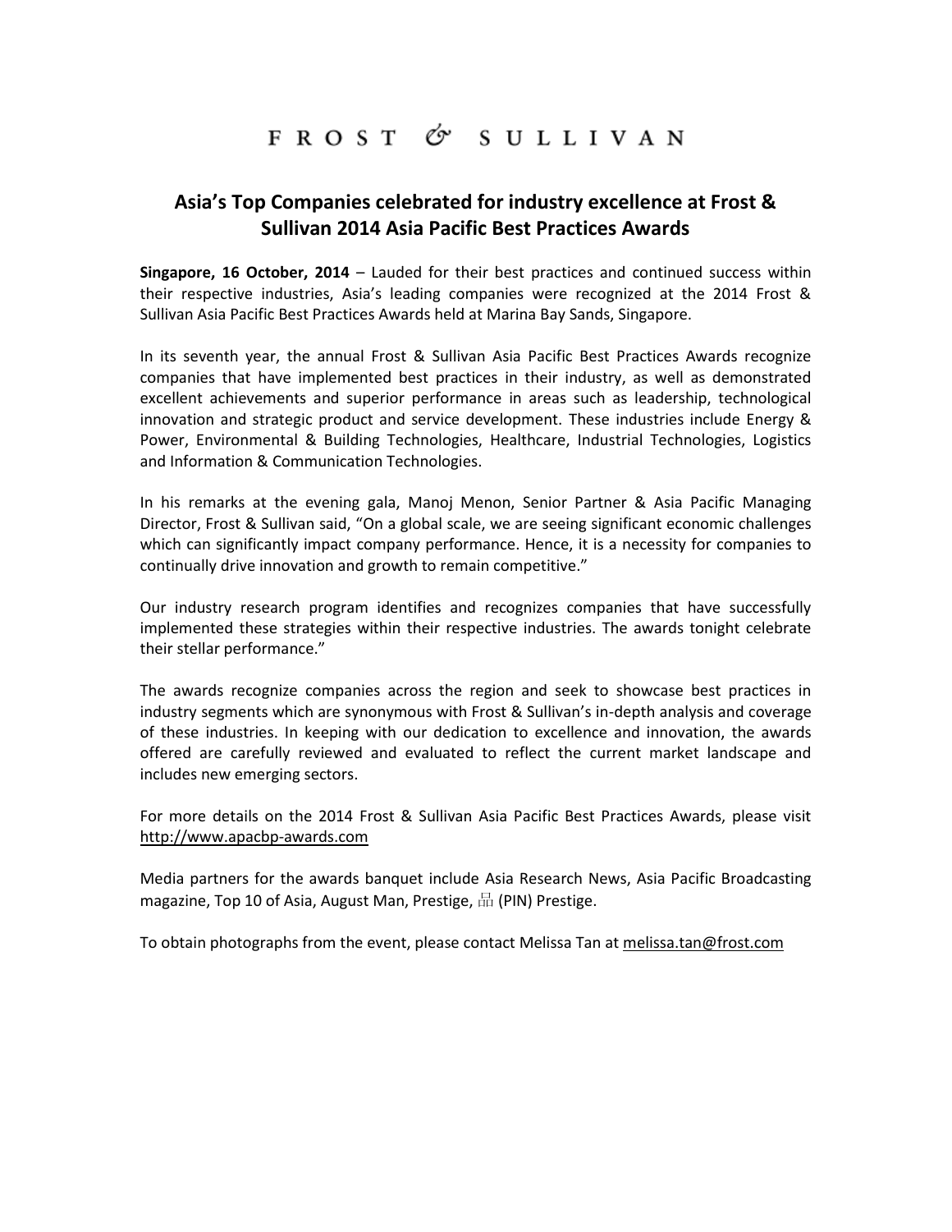# FROST & SULLIVAN

## Asia's Top Companies celebrated for industry excellence at Frost & Sullivan 2014 Asia Pacific Best Practices Awards

**Singapore, 16 October, 2014** – Lauded for their best practices and continued success within their respective industries, Asia's leading companies were recognized at the 2014 Frost & Sullivan Asia Pacific Best Practices Awards held at Marina Bay Sands, Singapore.

In its seventh year, the annual Frost & Sullivan Asia Pacific Best Practices Awards recognize companies that have implemented best practices in their industry, as well as demonstrated excellent achievements and superior performance in areas such as leadership, technological innovation and strategic product and service development. These industries include Energy & Power, Environmental & Building Technologies, Healthcare, Industrial Technologies, Logistics and Information & Communication Technologies.

In his remarks at the evening gala, Manoj Menon, Senior Partner & Asia Pacific Managing Director, Frost & Sullivan said, "On a global scale, we are seeing significant economic challenges which can significantly impact company performance. Hence, it is a necessity for companies to continually drive innovation and growth to remain competitive."

Our industry research program identifies and recognizes companies that have successfully implemented these strategies within their respective industries. The awards tonight celebrate their stellar performance."

The awards recognize companies across the region and seek to showcase best practices in industry segments which are synonymous with Frost & Sullivan's in-depth analysis and coverage of these industries. In keeping with our dedication to excellence and innovation, the awards offered are carefully reviewed and evaluated to reflect the current market landscape and includes new emerging sectors.

For more details on the 2014 Frost & Sullivan Asia Pacific Best Practices Awards, please visit http://www.apacbp-awards.com

Media partners for the awards banquet include Asia Research News, Asia Pacific Broadcasting magazine, Top 10 of Asia, August Man, Prestige, 品 (PIN) Prestige.

To obtain photographs from the event, please contact Melissa Tan at melissa.tan@frost.com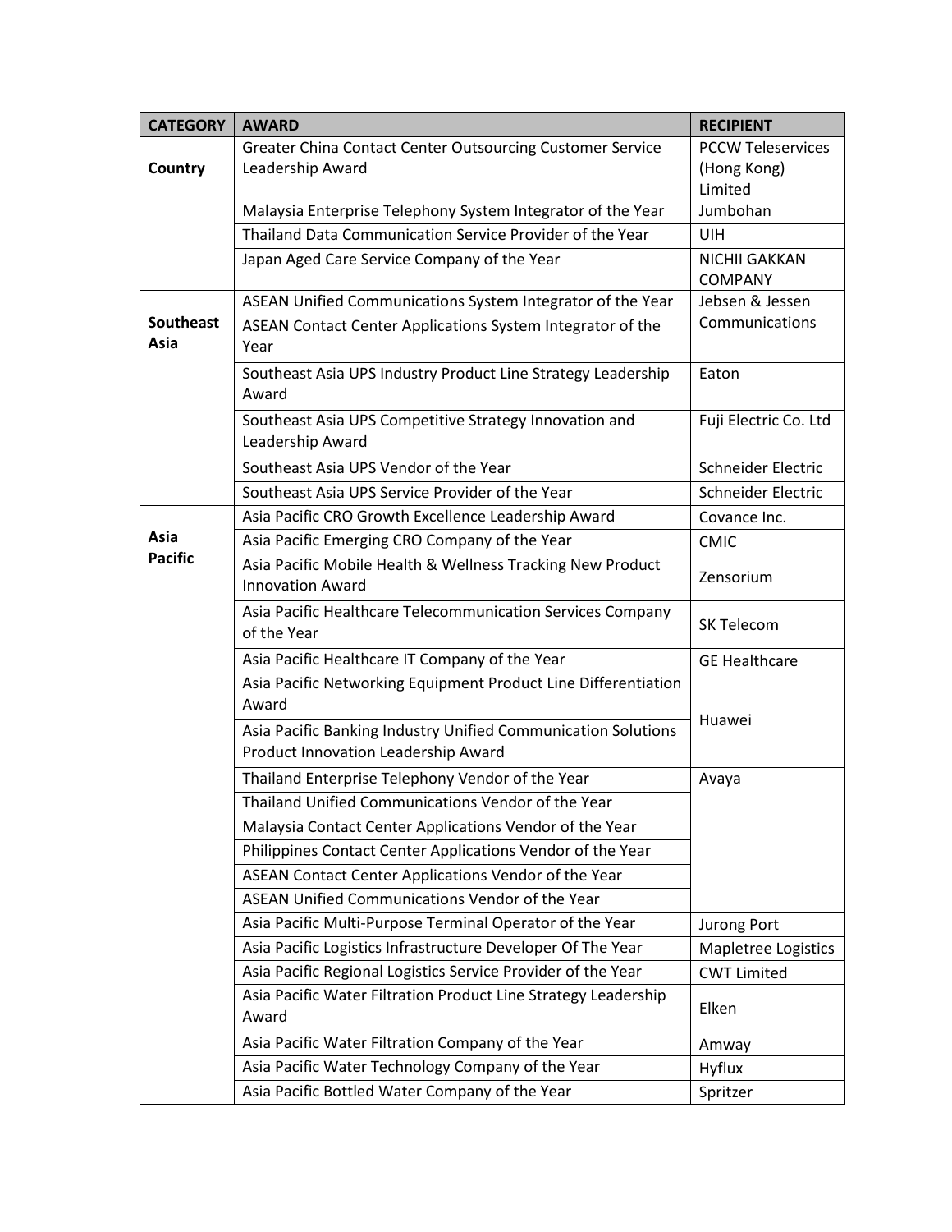| CATEGORY | AWARD | RECIPIENT |
|---|---|---|
| **Country** | Greater China Contact Center Outsourcing Customer Service Leadership Award | PCCW Teleservices (Hong Kong) Limited |
| | Malaysia Enterprise Telephony System Integrator of the Year | Jumbohan |
| | Thailand Data Communication Service Provider of the Year | UIH |
| | Japan Aged Care Service Company of the Year | NICHII GAKKAN COMPANY |
| **Southeast Asia** | ASEAN Unified Communications System Integrator of the Year | Jebsen & Jessen Communications |
| | ASEAN Contact Center Applications System Integrator of the Year | |
| | Southeast Asia UPS Industry Product Line Strategy Leadership Award | Eaton |
| | Southeast Asia UPS Competitive Strategy Innovation and Leadership Award | Fuji Electric Co. Ltd |
| | Southeast Asia UPS Vendor of the Year | Schneider Electric |
| | Southeast Asia UPS Service Provider of the Year | Schneider Electric |
| **Asia Pacific** | Asia Pacific CRO Growth Excellence Leadership Award | Covance Inc. |
| | Asia Pacific Emerging CRO Company of the Year | CMIC |
| | Asia Pacific Mobile Health & Wellness Tracking New Product Innovation Award | Zensorium |
| | Asia Pacific Healthcare Telecommunication Services Company of the Year | SK Telecom |
| | Asia Pacific Healthcare IT Company of the Year | GE Healthcare |
| | Asia Pacific Networking Equipment Product Line Differentiation Award | Huawei |
| | Asia Pacific Banking Industry Unified Communication Solutions Product Innovation Leadership Award | |
| | Thailand Enterprise Telephony Vendor of the Year | Avaya |
| | Thailand Unified Communications Vendor of the Year | |
| | Malaysia Contact Center Applications Vendor of the Year | |
| | Philippines Contact Center Applications Vendor of the Year | |
| | ASEAN Contact Center Applications Vendor of the Year | |
| | ASEAN Unified Communications Vendor of the Year | |
| | Asia Pacific Multi-Purpose Terminal Operator of the Year | Jurong Port |
| | Asia Pacific Logistics Infrastructure Developer Of The Year | Mapletree Logistics |
| | Asia Pacific Regional Logistics Service Provider of the Year | CWT Limited |
| | Asia Pacific Water Filtration Product Line Strategy Leadership Award | Elken |
| | Asia Pacific Water Filtration Company of the Year | Amway |
| | Asia Pacific Water Technology Company of the Year | Hyflux |
| | Asia Pacific Bottled Water Company of the Year | Spritzer |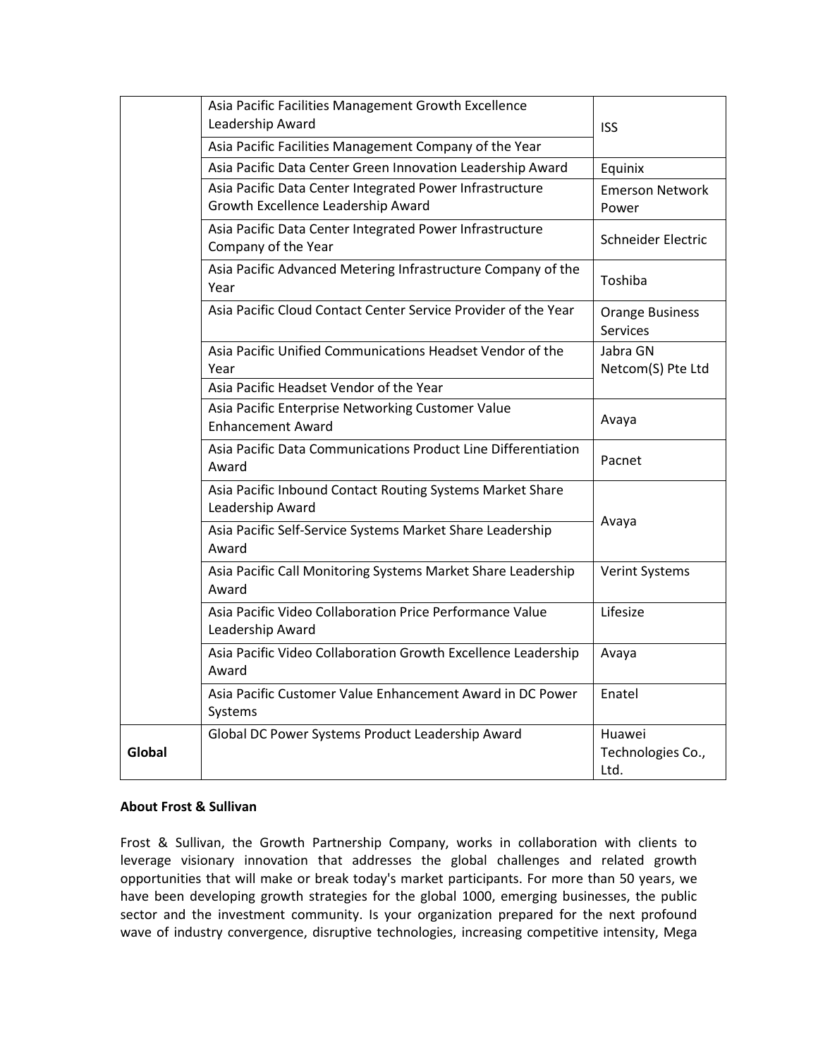| | | |
|---|---|---|
| | Asia Pacific Facilities Management Growth Excellence Leadership Award | ISS |
| | Asia Pacific Facilities Management Company of the Year | |
| | Asia Pacific Data Center Green Innovation Leadership Award | Equinix |
| | Asia Pacific Data Center Integrated Power Infrastructure Growth Excellence Leadership Award | Emerson Network Power |
| | Asia Pacific Data Center Integrated Power Infrastructure Company of the Year | Schneider Electric |
| | Asia Pacific Advanced Metering Infrastructure Company of the Year | Toshiba |
| | Asia Pacific Cloud Contact Center Service Provider of the Year | Orange Business Services |
| | Asia Pacific Unified Communications Headset Vendor of the Year | Jabra GN Netcom(S) Pte Ltd |
| | Asia Pacific Headset Vendor of the Year | |
| | Asia Pacific Enterprise Networking Customer Value Enhancement Award | Avaya |
| | Asia Pacific Data Communications Product Line Differentiation Award | Pacnet |
| | Asia Pacific Inbound Contact Routing Systems Market Share Leadership Award | Avaya |
| | Asia Pacific Self-Service Systems Market Share Leadership Award | |
| | Asia Pacific Call Monitoring Systems Market Share Leadership Award | Verint Systems |
| | Asia Pacific Video Collaboration Price Performance Value Leadership Award | Lifesize |
| | Asia Pacific Video Collaboration Growth Excellence Leadership Award | Avaya |
| | Asia Pacific Customer Value Enhancement Award in DC Power Systems | Enatel |
| **Global** | Global DC Power Systems Product Leadership Award | Huawei Technologies Co., Ltd. |

**About Frost & Sullivan**

Frost & Sullivan, the Growth Partnership Company, works in collaboration with clients to leverage visionary innovation that addresses the global challenges and related growth opportunities that will make or break today's market participants. For more than 50 years, we have been developing growth strategies for the global 1000, emerging businesses, the public sector and the investment community. Is your organization prepared for the next profound wave of industry convergence, disruptive technologies, increasing competitive intensity, Mega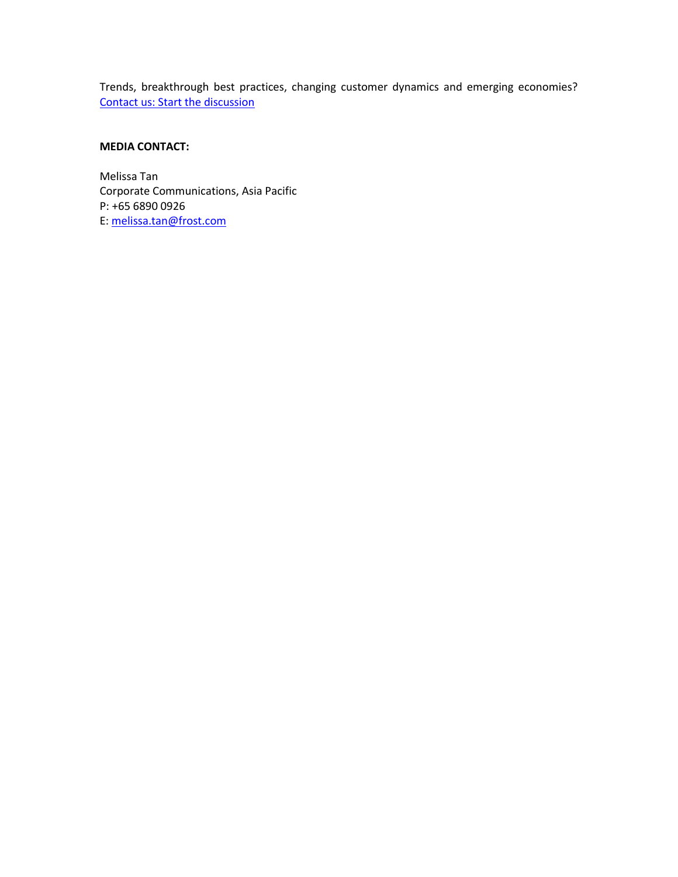Trends, breakthrough best practices, changing customer dynamics and emerging economies? [Contact us: Start the discussion](#)

**MEDIA CONTACT:**

Melissa Tan
Corporate Communications, Asia Pacific
P: +65 6890 0926
E: [melissa.tan@frost.com](mailto:melissa.tan@frost.com)